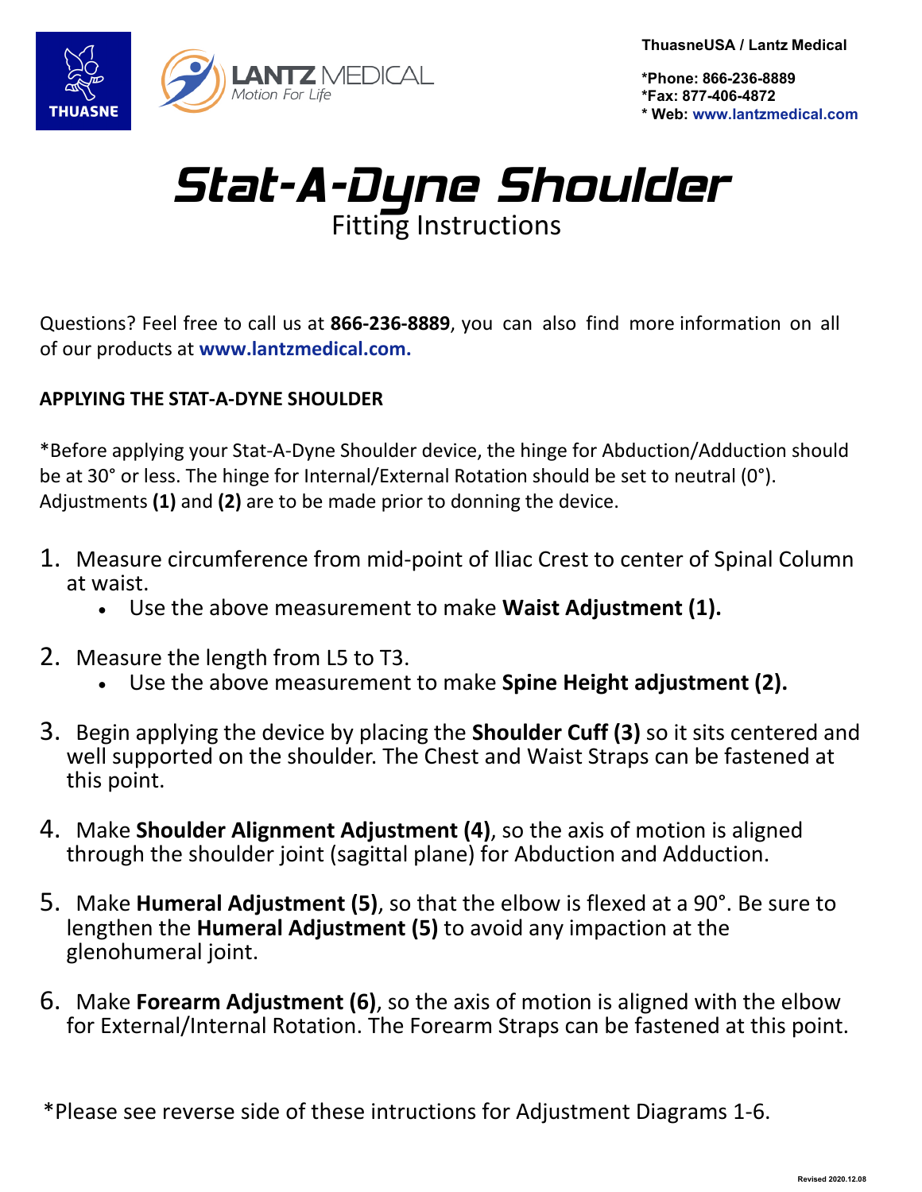ThuasneUSA / Lantz Medical

*Phone: 866-236-8889
*Fax: 877-406-4872
* Web: www.lantzmedical.com

# Stat-A-Dyne Shoulder

Fitting Instructions

Questions? Feel free to call us at **866-236-8889**, you can also find more information on all of our products at **www.lantzmedical.com.**

**APPLYING THE STAT-A-DYNE SHOULDER**

*Before applying your Stat-A-Dyne Shoulder device, the hinge for Abduction/Adduction should be at 30° or less. The hinge for Internal/External Rotation should be set to neutral (0°). Adjustments **(1)** and **(2)** are to be made prior to donning the device.

1. Measure circumference from mid-point of Iliac Crest to center of Spinal Column at waist.
   - Use the above measurement to make **Waist Adjustment (1).**
2. Measure the length from L5 to T3.
   - Use the above measurement to make **Spine Height adjustment (2).**
3. Begin applying the device by placing the **Shoulder Cuff (3)** so it sits centered and well supported on the shoulder. The Chest and Waist Straps can be fastened at this point.
4. Make **Shoulder Alignment Adjustment (4)**, so the axis of motion is aligned through the shoulder joint (sagittal plane) for Abduction and Adduction.
5. Make **Humeral Adjustment (5)**, so that the elbow is flexed at a 90°. Be sure to lengthen the **Humeral Adjustment (5)** to avoid any impaction at the glenohumeral joint.
6. Make **Forearm Adjustment (6)**, so the axis of motion is aligned with the elbow for External/Internal Rotation. The Forearm Straps can be fastened at this point.

*Please see reverse side of these intructions for Adjustment Diagrams 1-6.

Revised 2020.12.08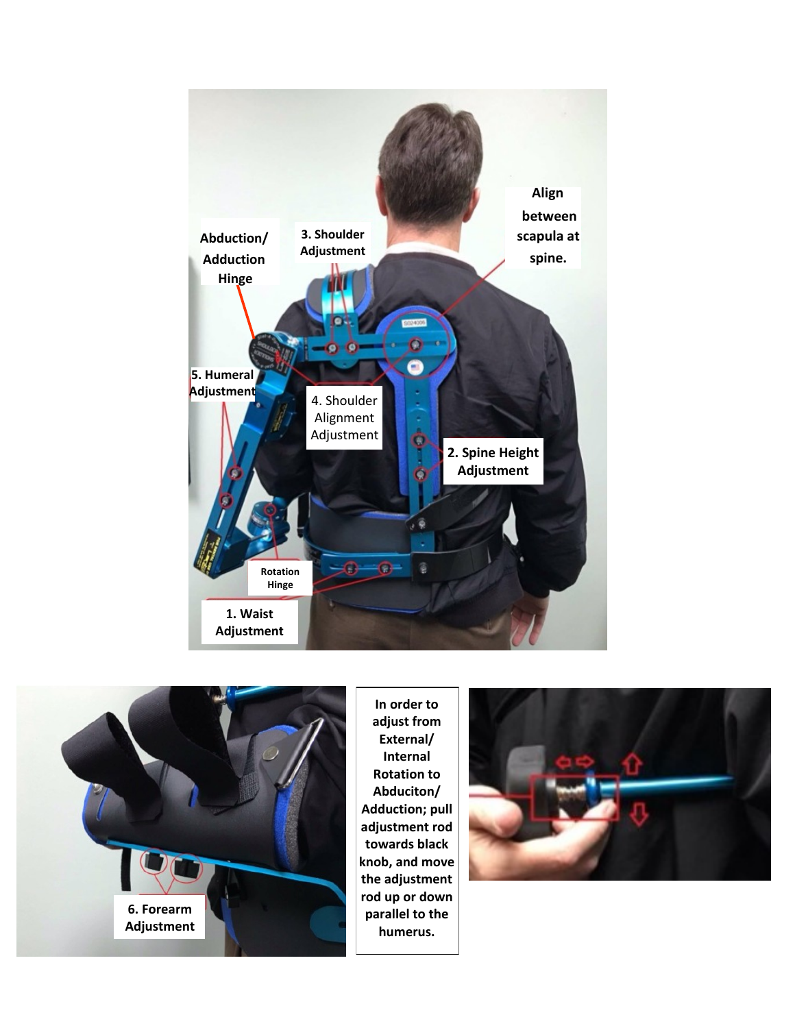Abduction/ Adduction Hinge

3. Shoulder Adjustment

Align between scapula at spine.

5. Humeral Adjustment

4. Shoulder Alignment Adjustment

2. Spine Height Adjustment

Rotation Hinge

1. Waist Adjustment

6. Forearm Adjustment

In order to adjust from External/ Internal Rotation to Abduciton/ Adduction; pull adjustment rod towards black knob, and move the adjustment rod up or down parallel to the humerus.